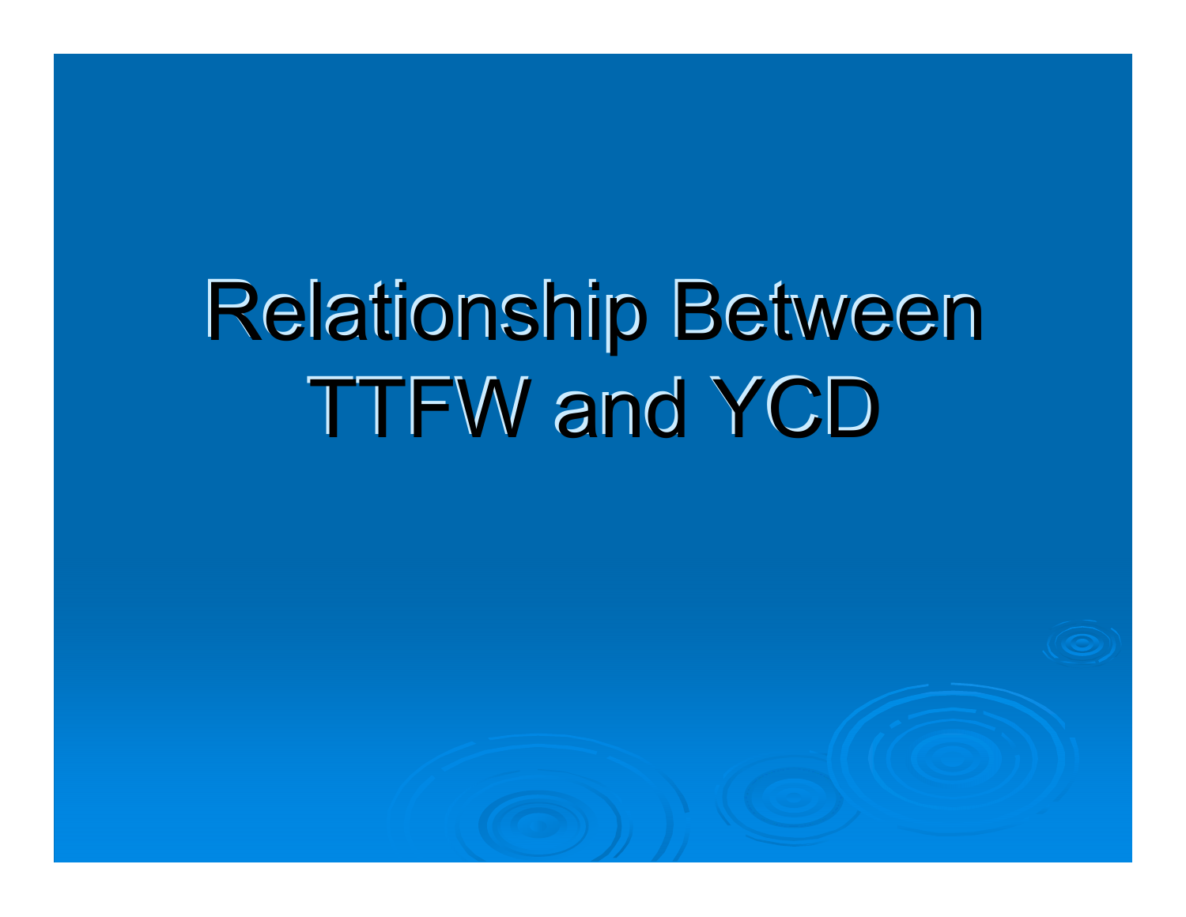# Relationship Between TTFW and YCD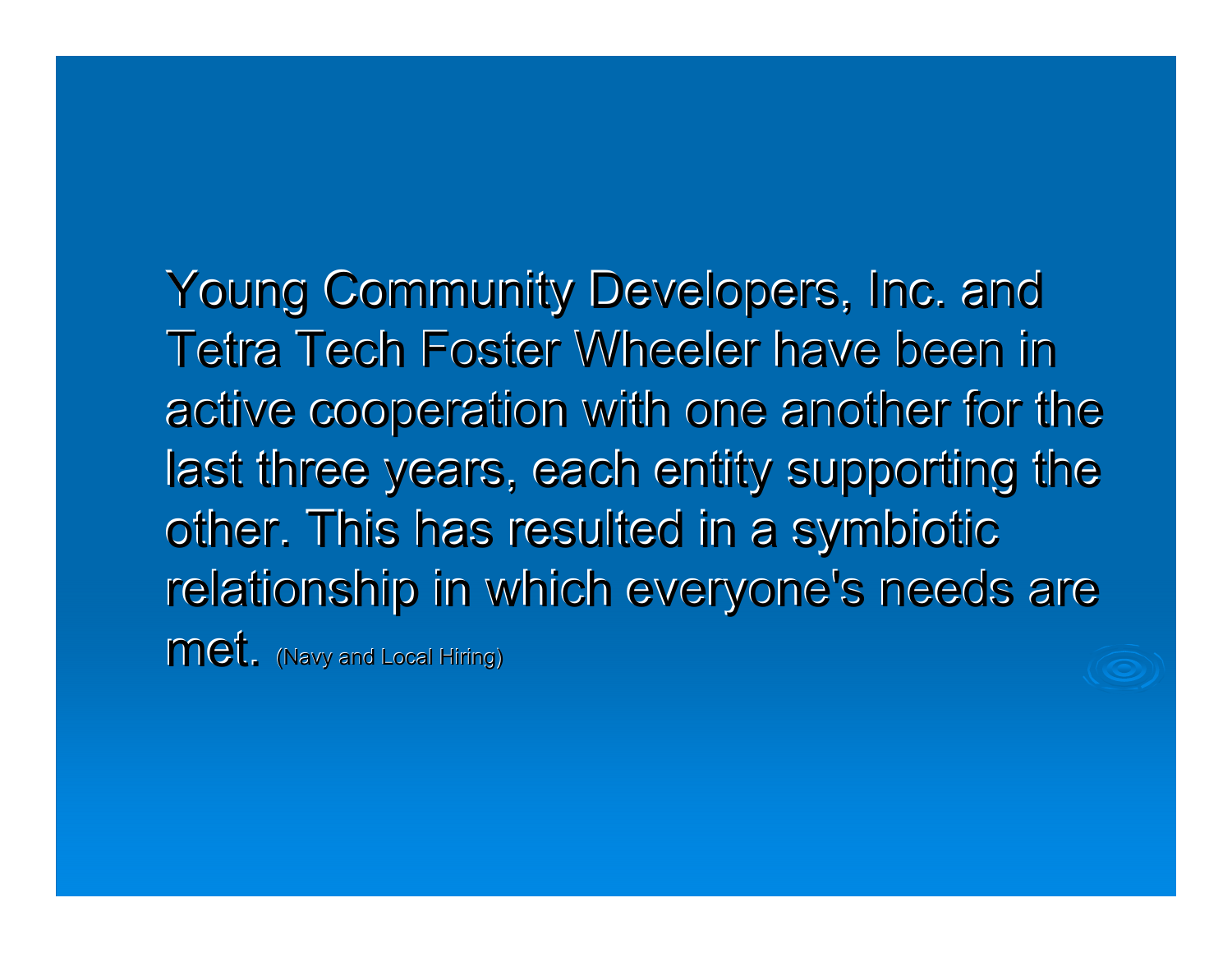Young Community Developers, Inc. and Tetra Tech Foster Wheeler have been in active cooperation with one another for the last three years, each entity supporting the other. This has resulted in a symbiotic relationship in which everyone's needs are met. (Navy and Local Hiring)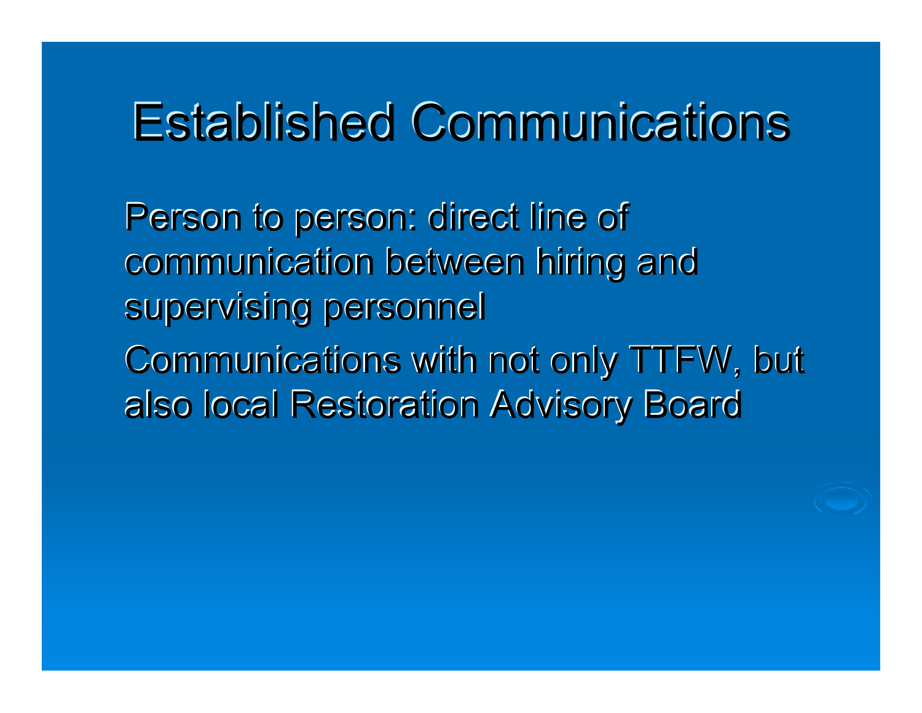# Established Communications

- Person to person: direct line of communication between hiring and supervising personnel
- Communications with not only TTFW, but also local Restoration Advisory Board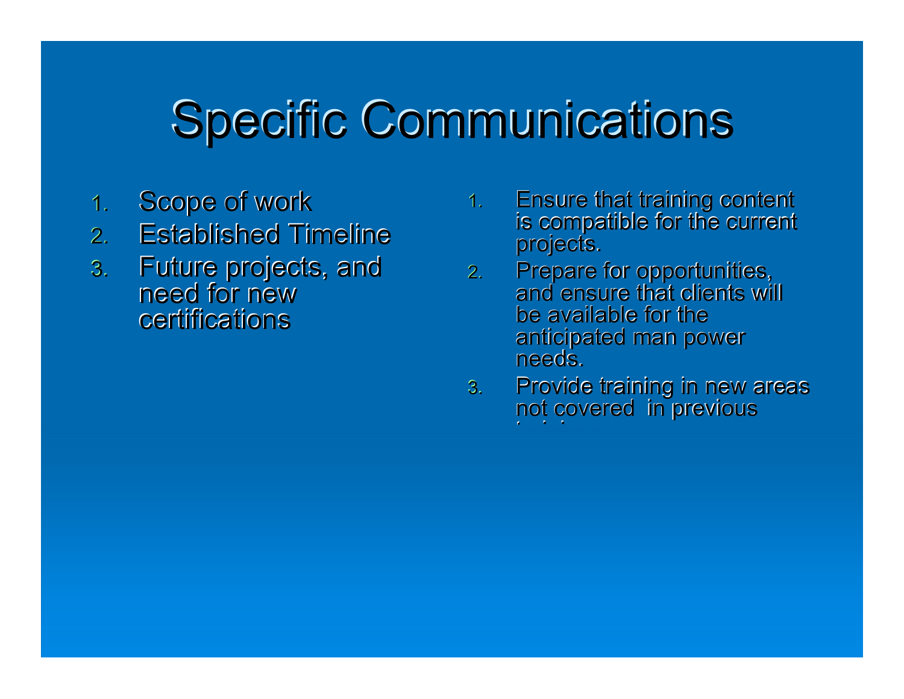# Specific Communications

1. Scope of work
2. Established Timeline
3. Future projects, and need for new certifications

1. Ensure that training content is compatible for the current projects.
2. Prepare for opportunities, and ensure that clients will be available for the anticipated man power needs.
3. Provide training in new areas not covered in previous training.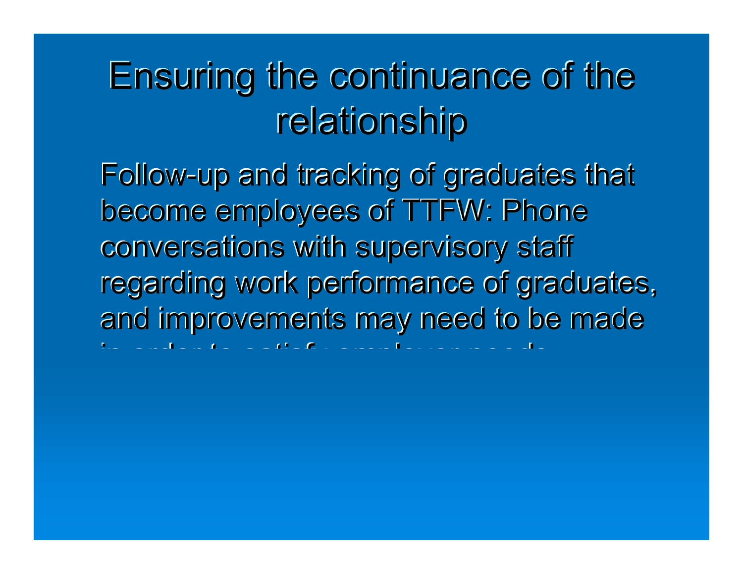# Ensuring the continuance of the relationship

Follow-up and tracking of graduates that become employees of TTFW: Phone conversations with supervisory staff regarding work performance of graduates, and improvements may need to be made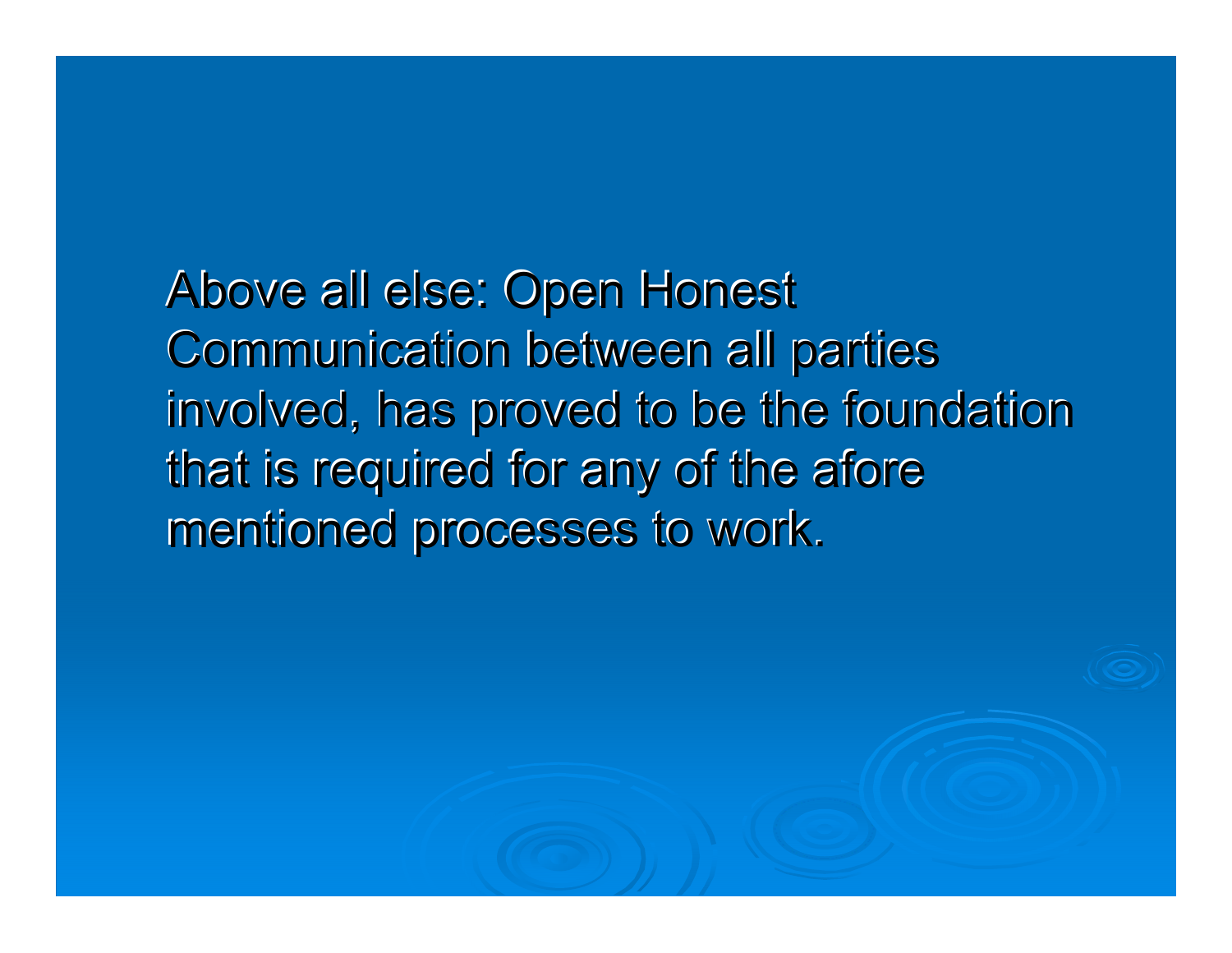Above all else: Open Honest Communication between all parties involved, has proved to be the foundation that is required for any of the afore mentioned processes to work.